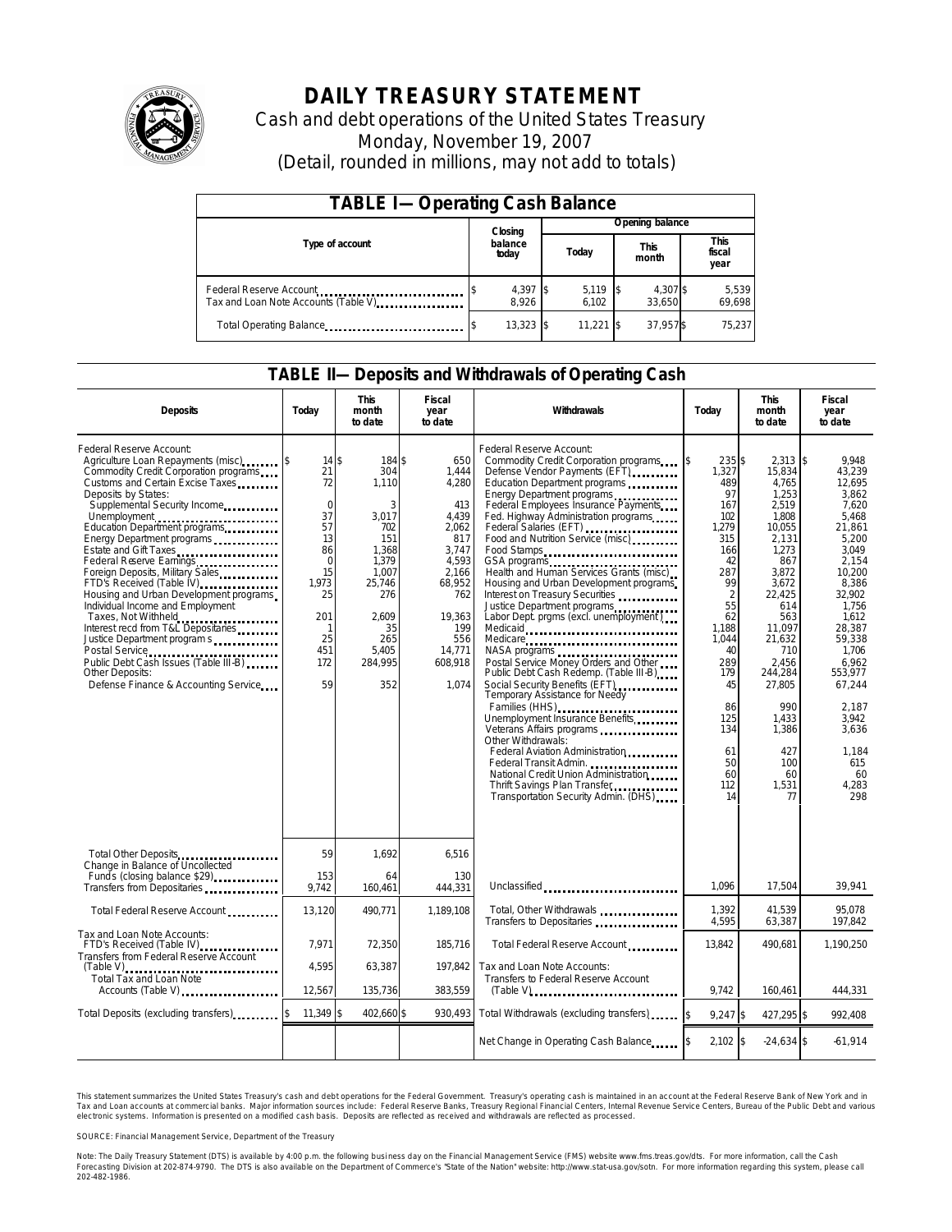# DAILY TREASURY STATEMENT

Cash and debt operations of the United States Treasury

Monday, November 19, 2007

(Detail, rounded in millions, may not add to totals)

## TABLE I—Operating Cash Balance

| Type of account | Closing balance today | Opening balance Today | Opening balance This month | Opening balance This fiscal year |
|---|---|---|---|---|
| Federal Reserve Account | $ 4,397 | $ 5,119 | $ 4,307 | $ 5,539 |
| Tax and Loan Note Accounts (Table V) | 8,926 | 6,102 | 33,650 | 69,698 |
| Total Operating Balance | $ 13,323 | $ 11,221 | $ 37,957 | $ 75,237 |

## TABLE II—Deposits and Withdrawals of Operating Cash

| Deposits | Today | This month to date | Fiscal year to date |
|---|---|---|---|
| Federal Reserve Account: | | | |
| Agriculture Loan Repayments (misc) | $ 14 | $ 184 | $ 650 |
| Commodity Credit Corporation programs | 21 | 304 | 1,444 |
| Customs and Certain Excise Taxes | 72 | 1,110 | 4,280 |
| Deposits by States: | | | |
| Supplemental Security Income | 0 | 3 | 413 |
| Unemployment | 37 | 3,017 | 4,439 |
| Education Department programs | 57 | 702 | 2,062 |
| Energy Department programs | 13 | 151 | 817 |
| Estate and Gift Taxes | 86 | 1,368 | 3,747 |
| Federal Reserve Earnings | 0 | 1,379 | 4,593 |
| Foreign Deposits, Military Sales | 15 | 1,007 | 2,166 |
| FTD's Received (Table IV) | 1,973 | 25,746 | 68,952 |
| Housing and Urban Development programs | 25 | 276 | 762 |
| Individual Income and Employment Taxes, Not Withheld | 201 | 2,609 | 19,363 |
| Interest recd from T&L Depositaries | 1 | 35 | 199 |
| Justice Department programs | 25 | 265 | 556 |
| Postal Service | 451 | 5,405 | 14,771 |
| Public Debt Cash Issues (Table III-B) | 172 | 284,995 | 608,918 |
| Other Deposits: | | | |
| Defense Finance & Accounting Service | 59 | 352 | 1,074 |
| Total Other Deposits | 59 | 1,692 | 6,516 |
| Change in Balance of Uncollected Funds (closing balance $29) | 153 | 64 | 130 |
| Transfers from Depositaries | 9,742 | 160,461 | 444,331 |
| Total Federal Reserve Account | 13,120 | 490,771 | 1,189,108 |
| Tax and Loan Note Accounts: | | | |
| FTD's Received (Table IV) | 7,971 | 72,350 | 185,716 |
| Transfers from Federal Reserve Account (Table V) | 4,595 | 63,387 | 197,842 |
| Total Tax and Loan Note Accounts (Table V) | 12,567 | 135,736 | 383,559 |
| Total Deposits (excluding transfers) | $ 11,349 | $ 402,660 | $ 930,493 |

| Withdrawals | Today | This month to date | Fiscal year to date |
|---|---|---|---|
| Federal Reserve Account: | | | |
| Commodity Credit Corporation programs | $ 235 | $ 2,313 | $ 9,948 |
| Defense Vendor Payments (EFT) | 1,327 | 15,834 | 43,239 |
| Education Department programs | 489 | 4,765 | 12,695 |
| Energy Department programs | 97 | 1,253 | 3,862 |
| Federal Employees Insurance Payments | 167 | 2,519 | 7,620 |
| Fed. Highway Administration programs | 102 | 1,808 | 5,468 |
| Federal Salaries (EFT) | 1,279 | 10,055 | 21,861 |
| Food and Nutrition Service (misc) | 315 | 2,131 | 5,200 |
| Food Stamps | 166 | 1,273 | 3,049 |
| GSA programs | 42 | 867 | 2,154 |
| Health and Human Services Grants (misc) | 287 | 3,872 | 10,200 |
| Housing and Urban Development programs | 99 | 3,672 | 8,386 |
| Interest on Treasury Securities | 2 | 22,425 | 32,902 |
| Justice Department programs | 55 | 614 | 1,756 |
| Labor Dept. prgms (excl. unemployment) | 62 | 563 | 1,612 |
| Medicaid | 1,188 | 11,097 | 28,387 |
| Medicare | 1,044 | 21,632 | 59,338 |
| NASA programs | 40 | 710 | 1,706 |
| Postal Service Money Orders and Other | 289 | 2,456 | 6,962 |
| Public Debt Cash Redemp. (Table III-B) | 179 | 244,284 | 553,977 |
| Social Security Benefits (EFT) | 45 | 27,805 | 67,244 |
| Temporary Assistance for Needy Families (HHS) | 86 | 990 | 2,187 |
| Unemployment Insurance Benefits | 125 | 1,433 | 3,942 |
| Veterans Affairs programs | 134 | 1,386 | 3,636 |
| Other Withdrawals: | | | |
| Federal Aviation Administration | 61 | 427 | 1,184 |
| Federal Transit Admin. | 50 | 100 | 615 |
| National Credit Union Administration | 60 | 60 | 60 |
| Thrift Savings Plan Transfer | 112 | 1,531 | 4,283 |
| Transportation Security Admin. (DHS) | 14 | 77 | 298 |
| Unclassified | 1,096 | 17,504 | 39,941 |
| Total, Other Withdrawals | 1,392 | 41,539 | 95,078 |
| Transfers to Depositaries | 4,595 | 63,387 | 197,842 |
| Total Federal Reserve Account | 13,842 | 490,681 | 1,190,250 |
| Tax and Loan Note Accounts: | | | |
| Transfers to Federal Reserve Account (Table V) | 9,742 | 160,461 | 444,331 |
| Total Withdrawals (excluding transfers) | $ 9,247 | $ 427,295 | $ 992,408 |
| Net Change in Operating Cash Balance | $ 2,102 | $ -24,634 | $ -61,914 |

This statement summarizes the United States Treasury's cash and debt operations for the Federal Government. Treasury's operating cash is maintained in an account at the Federal Reserve Bank of New York and in Tax and Loan accounts at commercial banks. Major information sources include: Federal Reserve Banks, Treasury Regional Financial Centers, Internal Revenue Service Centers, Bureau of the Public Debt and various electronic systems. Information is presented on a modified cash basis. Deposits are reflected as received and withdrawals are reflected as processed.

SOURCE: Financial Management Service, Department of the Treasury

Note: The Daily Treasury Statement (DTS) is available by 4:00 p.m. the following business day on the Financial Management Service (FMS) website www.fms.treas.gov/dts. For more information, call the Cash Forecasting Division at 202-874-9790. The DTS is also available on the Department of Commerce's "State of the Nation" website: http://www.stat-usa.gov/sotn. For more information regarding this system, please call 202-482-1986.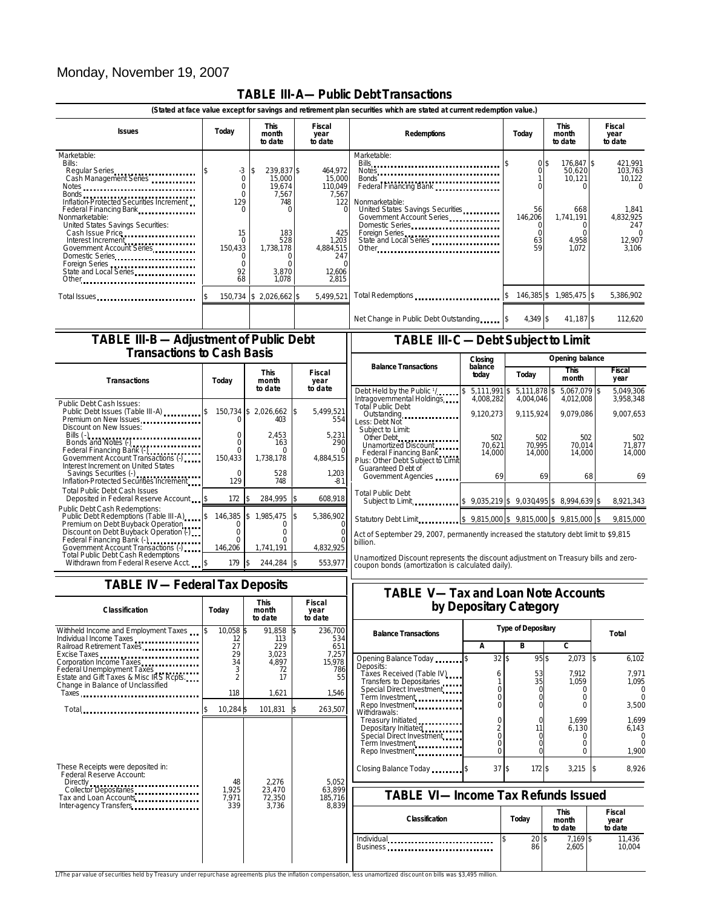Monday, November 19, 2007

## TABLE III-A— Public Debt Transactions

(Stated at face value except for savings and retirement plan securities which are stated at current redemption value.)

| Issues | Today | This month to date | Fiscal year to date | Redemptions | Today | This month to date | Fiscal year to date |
|---|---|---|---|---|---|---|---|
| Marketable: | | | | Marketable: | | | |
| Bills: | | | | Bills | $ 0 | $ 176,847 | $ 421,991 |
| Regular Series | $ -3 | $ 239,837 | $ 464,972 | Notes | 0 | 50,620 | 103,763 |
| Cash Management Series | 0 | 15,000 | 15,000 | Bonds | 1 | 10,121 | 10,122 |
| Notes | 0 | 19,674 | 110,049 | Federal Financing Bank | 0 | 0 | 0 |
| Bonds | 0 | 7,567 | 7,567 | | | | |
| Inflation-Protected Securities Increment | 129 | 748 | 122 | Nonmarketable: | | | |
| Federal Financing Bank | 0 | 0 | 0 | United States Savings Securities | 56 | 668 | 1,841 |
| Nonmarketable: | | | | Government Account Series | 146,206 | 1,741,191 | 4,832,925 |
| United States Savings Securities: | | | | Domestic Series | 0 | 0 | 247 |
| Cash Issue Price | 15 | 183 | 425 | Foreign Series | 0 | 0 | 0 |
| Interest Increment | 0 | 528 | 1,203 | State and Local Series | 63 | 4,958 | 12,907 |
| Government Account Series | 150,433 | 1,738,178 | 4,884,515 | Other | 59 | 1,072 | 3,106 |
| Domestic Series | 0 | 0 | 247 | | | | |
| Foreign Series | 0 | 0 | 0 | | | | |
| State and Local Series | 92 | 3,870 | 12,606 | | | | |
| Other | 68 | 1,078 | 2,815 | | | | |
| Total Issues | $ 150,734 | $ 2,026,662 | $ 5,499,521 | Total Redemptions | $ 146,385 | $ 1,985,475 | $ 5,386,902 |
| | | | | Net Change in Public Debt Outstanding | $ 4,349 | $ 41,187 | $ 112,620 |

## TABLE III-B — Adjustment of Public Debt Transactions to Cash Basis

| Transactions | Today | This month to date | Fiscal year to date |
|---|---|---|---|
| Public Debt Cash Issues: | | | |
| Public Debt Issues (Table III-A) | $ 150,734 | $ 2,026,662 | $ 5,499,521 |
| Premium on New Issues | 0 | 403 | 554 |
| Discount on New Issues: | | | |
| Bills (-) | 0 | 2,453 | 5,231 |
| Bonds and Notes (-) | 0 | 163 | 290 |
| Federal Financing Bank (-) | 0 | 0 | 0 |
| Government Account Transactions (-) | 150,433 | 1,738,178 | 4,884,515 |
| Interest Increment on United States Savings Securities (-) | 0 | 528 | 1,203 |
| Inflation-Protected Securities Increment | 129 | 748 | -81 |
| Total Public Debt Cash Issues Deposited in Federal Reserve Account | $ 172 | $ 284,995 | $ 608,918 |
| Public Debt Cash Redemptions: | | | |
| Public Debt Redemptions (Table III-A) | $ 146,385 | $ 1,985,475 | $ 5,386,902 |
| Premium on Debt Buyback Operation | 0 | 0 | 0 |
| Discount on Debt Buyback Operation (-) | 0 | 0 | 0 |
| Federal Financing Bank (-) | 0 | 0 | 0 |
| Government Account Transactions (-) | 146,206 | 1,741,191 | 4,832,925 |
| Total Public Debt Cash Redemptions Withdrawn from Federal Reserve Acct. | $ 179 | $ 244,284 | $ 553,977 |

## TABLE III-C — Debt Subject to Limit

| Balance Transactions | Closing balance today | Opening balance Today | Opening balance This month | Opening balance Fiscal year |
|---|---|---|---|---|
| Debt Held by the Public [1] | $ 5,111,991 | $ 5,111,878 | $ 5,067,079 | $ 5,049,306 |
| Intragovernmental Holdings | 4,008,282 | 4,004,046 | 4,012,008 | 3,958,348 |
| Total Public Debt Outstanding | 9,120,273 | 9,115,924 | 9,079,086 | 9,007,653 |
| Less: Debt Not Subject to Limit: | | | | |
| Other Debt | 502 | 502 | 502 | 502 |
| Unamortized Discount | 70,621 | 70,995 | 70,014 | 71,877 |
| Federal Financing Bank | 14,000 | 14,000 | 14,000 | 14,000 |
| Plus: Other Debt Subject to Limit Guaranteed Debt of Government Agencies | 69 | 69 | 68 | 69 |
| Total Public Debt Subject to Limit | $ 9,035,219 | $ 9,030,495 | $ 8,994,639 | $ 8,921,343 |
| Statutory Debt Limit | $ 9,815,000 | $ 9,815,000 | $ 9,815,000 | $ 9,815,000 |

Act of September 29, 2007, permanently increased the statutory debt limit to $9,815 billion.

Unamortized Discount represents the discount adjustment on Treasury bills and zero-coupon bonds (amortization is calculated daily).

## TABLE IV — Federal Tax Deposits

| Classification | Today | This month to date | Fiscal year to date |
|---|---|---|---|
| Withheld Income and Employment Taxes | $ 10,058 | $ 91,858 | $ 236,700 |
| Individual Income Taxes | 12 | 113 | 534 |
| Railroad Retirement Taxes | 27 | 229 | 651 |
| Excise Taxes | 29 | 3,023 | 7,257 |
| Corporation Income Taxes | 34 | 4,897 | 15,978 |
| Federal Unemployment Taxes | 3 | 72 | 786 |
| Estate and Gift Taxes & Misc IRS Rcpts. | 2 | 17 | 55 |
| Change in Balance of Unclassified Taxes | 118 | 1,621 | 1,546 |
| Total | $ 10,284 | $ 101,831 | $ 263,507 |
| These Receipts were deposited in: | | | |
| Federal Reserve Account: | | | |
| Directly | 48 | 2,276 | 5,052 |
| Collector Depositaries | 1,925 | 23,470 | 63,899 |
| Tax and Loan Accounts | 7,971 | 72,350 | 185,716 |
| Inter-agency Transfers | 339 | 3,736 | 8,839 |

## TABLE V— Tax and Loan Note Accounts by Depositary Category

| Balance Transactions | Type of Depositary A | B | C | Total |
|---|---|---|---|---|
| Opening Balance Today | $ 32 | $ 95 | $ 2,073 | $ 6,102 |
| Deposits: | | | | |
| Taxes Received (Table IV) | 6 | 53 | 7,912 | 7,971 |
| Transfers to Depositaries | 1 | 35 | 1,059 | 1,095 |
| Special Direct Investment | 0 | 0 | 0 | 0 |
| Term Investment | 0 | 0 | 0 | 0 |
| Repo Investment | 0 | 0 | 0 | 3,500 |
| Withdrawals: | | | | |
| Treasury Initiated | 0 | 0 | 1,699 | 1,699 |
| Depositary Initiated | 2 | 11 | 6,130 | 6,143 |
| Special Direct Investment | 0 | 0 | 0 | 0 |
| Term Investment | 0 | 0 | 0 | 0 |
| Repo Investment | 0 | 0 | 0 | 1,900 |
| Closing Balance Today | $ 37 | $ 172 | $ 3,215 | $ 8,926 |

## TABLE VI— Income Tax Refunds Issued

| Classification | Today | This month to date | Fiscal year to date |
|---|---|---|---|
| Individual | $ 20 | $ 7,169 | $ 11,436 |
| Business | 86 | 2,605 | 10,004 |

1/The par value of securities held by Treasury under repurchase agreements plus the inflation compensation, less unamortized discount on bills was $3,495 million.